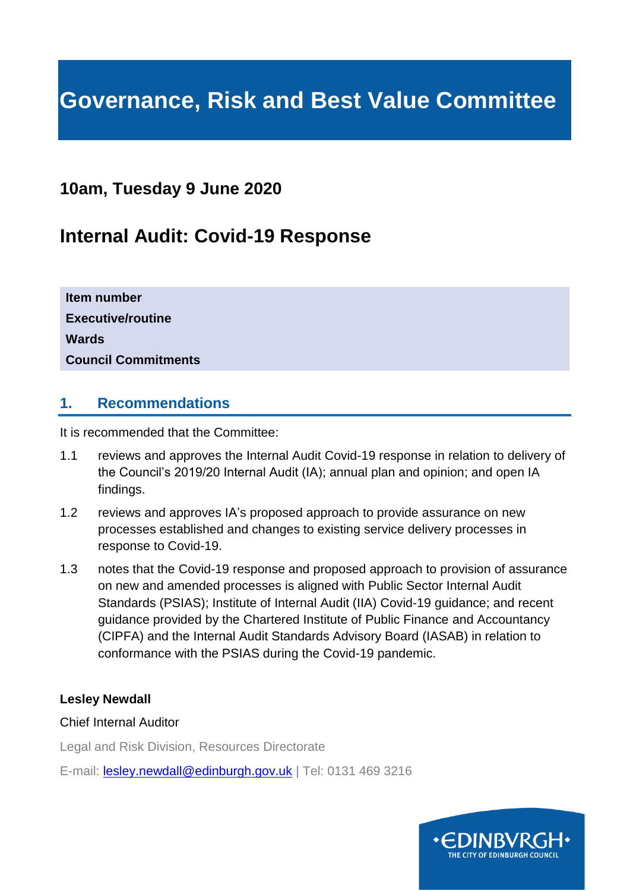# Governance, Risk and Best Value Committee

## 10am, Tuesday 9 June 2020

## Internal Audit: Covid-19 Response

| | |
|---|---|
| **Item number** | |
| **Executive/routine** | |
| **Wards** | |
| **Council Commitments** | |

## 1. Recommendations

It is recommended that the Committee:

1.1 reviews and approves the Internal Audit Covid-19 response in relation to delivery of the Council's 2019/20 Internal Audit (IA); annual plan and opinion; and open IA findings.

1.2 reviews and approves IA's proposed approach to provide assurance on new processes established and changes to existing service delivery processes in response to Covid-19.

1.3 notes that the Covid-19 response and proposed approach to provision of assurance on new and amended processes is aligned with Public Sector Internal Audit Standards (PSIAS); Institute of Internal Audit (IIA) Covid-19 guidance; and recent guidance provided by the Chartered Institute of Public Finance and Accountancy (CIPFA) and the Internal Audit Standards Advisory Board (IASAB) in relation to conformance with the PSIAS during the Covid-19 pandemic.

**Lesley Newdall**

Chief Internal Auditor

Legal and Risk Division, Resources Directorate

E-mail: lesley.newdall@edinburgh.gov.uk | Tel: 0131 469 3216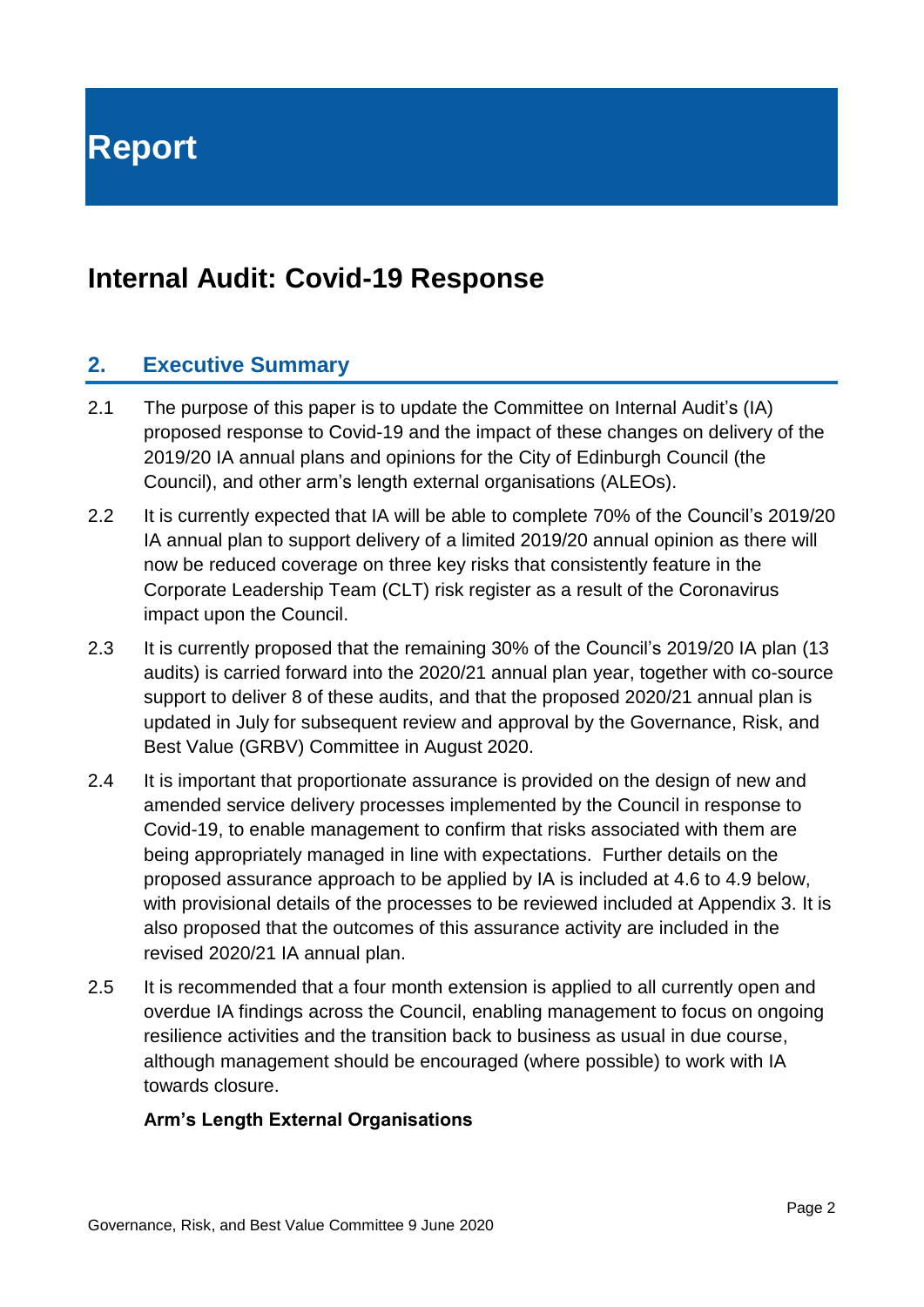# Report

## Internal Audit: Covid-19 Response

### 2. Executive Summary

2.1 The purpose of this paper is to update the Committee on Internal Audit's (IA) proposed response to Covid-19 and the impact of these changes on delivery of the 2019/20 IA annual plans and opinions for the City of Edinburgh Council (the Council), and other arm's length external organisations (ALEOs).

2.2 It is currently expected that IA will be able to complete 70% of the Council's 2019/20 IA annual plan to support delivery of a limited 2019/20 annual opinion as there will now be reduced coverage on three key risks that consistently feature in the Corporate Leadership Team (CLT) risk register as a result of the Coronavirus impact upon the Council.

2.3 It is currently proposed that the remaining 30% of the Council's 2019/20 IA plan (13 audits) is carried forward into the 2020/21 annual plan year, together with co-source support to deliver 8 of these audits, and that the proposed 2020/21 annual plan is updated in July for subsequent review and approval by the Governance, Risk, and Best Value (GRBV) Committee in August 2020.

2.4 It is important that proportionate assurance is provided on the design of new and amended service delivery processes implemented by the Council in response to Covid-19, to enable management to confirm that risks associated with them are being appropriately managed in line with expectations. Further details on the proposed assurance approach to be applied by IA is included at 4.6 to 4.9 below, with provisional details of the processes to be reviewed included at Appendix 3. It is also proposed that the outcomes of this assurance activity are included in the revised 2020/21 IA annual plan.

2.5 It is recommended that a four month extension is applied to all currently open and overdue IA findings across the Council, enabling management to focus on ongoing resilience activities and the transition back to business as usual in due course, although management should be encouraged (where possible) to work with IA towards closure.

**Arm's Length External Organisations**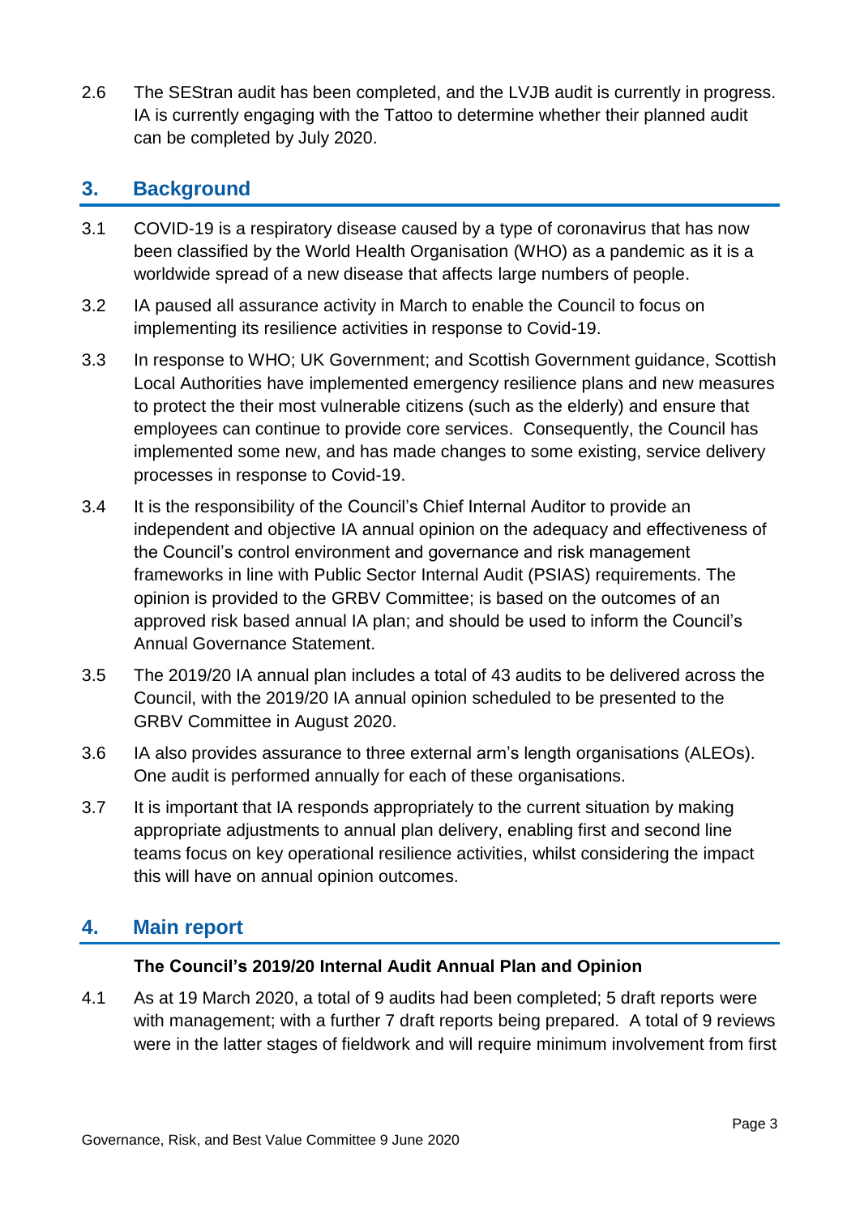2.6 The SEStran audit has been completed, and the LVJB audit is currently in progress. IA is currently engaging with the Tattoo to determine whether their planned audit can be completed by July 2020.

## 3. Background

3.1 COVID-19 is a respiratory disease caused by a type of coronavirus that has now been classified by the World Health Organisation (WHO) as a pandemic as it is a worldwide spread of a new disease that affects large numbers of people.

3.2 IA paused all assurance activity in March to enable the Council to focus on implementing its resilience activities in response to Covid-19.

3.3 In response to WHO; UK Government; and Scottish Government guidance, Scottish Local Authorities have implemented emergency resilience plans and new measures to protect the their most vulnerable citizens (such as the elderly) and ensure that employees can continue to provide core services. Consequently, the Council has implemented some new, and has made changes to some existing, service delivery processes in response to Covid-19.

3.4 It is the responsibility of the Council's Chief Internal Auditor to provide an independent and objective IA annual opinion on the adequacy and effectiveness of the Council's control environment and governance and risk management frameworks in line with Public Sector Internal Audit (PSIAS) requirements. The opinion is provided to the GRBV Committee; is based on the outcomes of an approved risk based annual IA plan; and should be used to inform the Council's Annual Governance Statement.

3.5 The 2019/20 IA annual plan includes a total of 43 audits to be delivered across the Council, with the 2019/20 IA annual opinion scheduled to be presented to the GRBV Committee in August 2020.

3.6 IA also provides assurance to three external arm's length organisations (ALEOs). One audit is performed annually for each of these organisations.

3.7 It is important that IA responds appropriately to the current situation by making appropriate adjustments to annual plan delivery, enabling first and second line teams focus on key operational resilience activities, whilst considering the impact this will have on annual opinion outcomes.

## 4. Main report

**The Council's 2019/20 Internal Audit Annual Plan and Opinion**

4.1 As at 19 March 2020, a total of 9 audits had been completed; 5 draft reports were with management; with a further 7 draft reports being prepared. A total of 9 reviews were in the latter stages of fieldwork and will require minimum involvement from first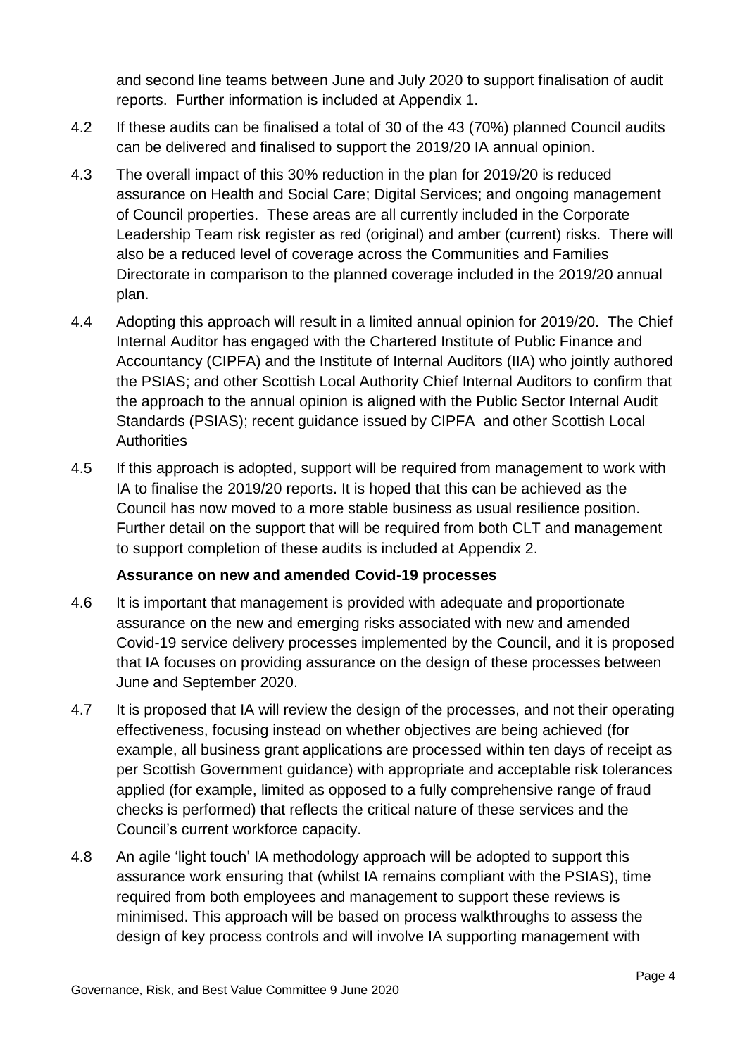and second line teams between June and July 2020 to support finalisation of audit reports. Further information is included at Appendix 1.

4.2 If these audits can be finalised a total of 30 of the 43 (70%) planned Council audits can be delivered and finalised to support the 2019/20 IA annual opinion.

4.3 The overall impact of this 30% reduction in the plan for 2019/20 is reduced assurance on Health and Social Care; Digital Services; and ongoing management of Council properties. These areas are all currently included in the Corporate Leadership Team risk register as red (original) and amber (current) risks. There will also be a reduced level of coverage across the Communities and Families Directorate in comparison to the planned coverage included in the 2019/20 annual plan.

4.4 Adopting this approach will result in a limited annual opinion for 2019/20. The Chief Internal Auditor has engaged with the Chartered Institute of Public Finance and Accountancy (CIPFA) and the Institute of Internal Auditors (IIA) who jointly authored the PSIAS; and other Scottish Local Authority Chief Internal Auditors to confirm that the approach to the annual opinion is aligned with the Public Sector Internal Audit Standards (PSIAS); recent guidance issued by CIPFA and other Scottish Local Authorities

4.5 If this approach is adopted, support will be required from management to work with IA to finalise the 2019/20 reports. It is hoped that this can be achieved as the Council has now moved to a more stable business as usual resilience position. Further detail on the support that will be required from both CLT and management to support completion of these audits is included at Appendix 2.

**Assurance on new and amended Covid-19 processes**

4.6 It is important that management is provided with adequate and proportionate assurance on the new and emerging risks associated with new and amended Covid-19 service delivery processes implemented by the Council, and it is proposed that IA focuses on providing assurance on the design of these processes between June and September 2020.

4.7 It is proposed that IA will review the design of the processes, and not their operating effectiveness, focusing instead on whether objectives are being achieved (for example, all business grant applications are processed within ten days of receipt as per Scottish Government guidance) with appropriate and acceptable risk tolerances applied (for example, limited as opposed to a fully comprehensive range of fraud checks is performed) that reflects the critical nature of these services and the Council's current workforce capacity.

4.8 An agile 'light touch' IA methodology approach will be adopted to support this assurance work ensuring that (whilst IA remains compliant with the PSIAS), time required from both employees and management to support these reviews is minimised. This approach will be based on process walkthroughs to assess the design of key process controls and will involve IA supporting management with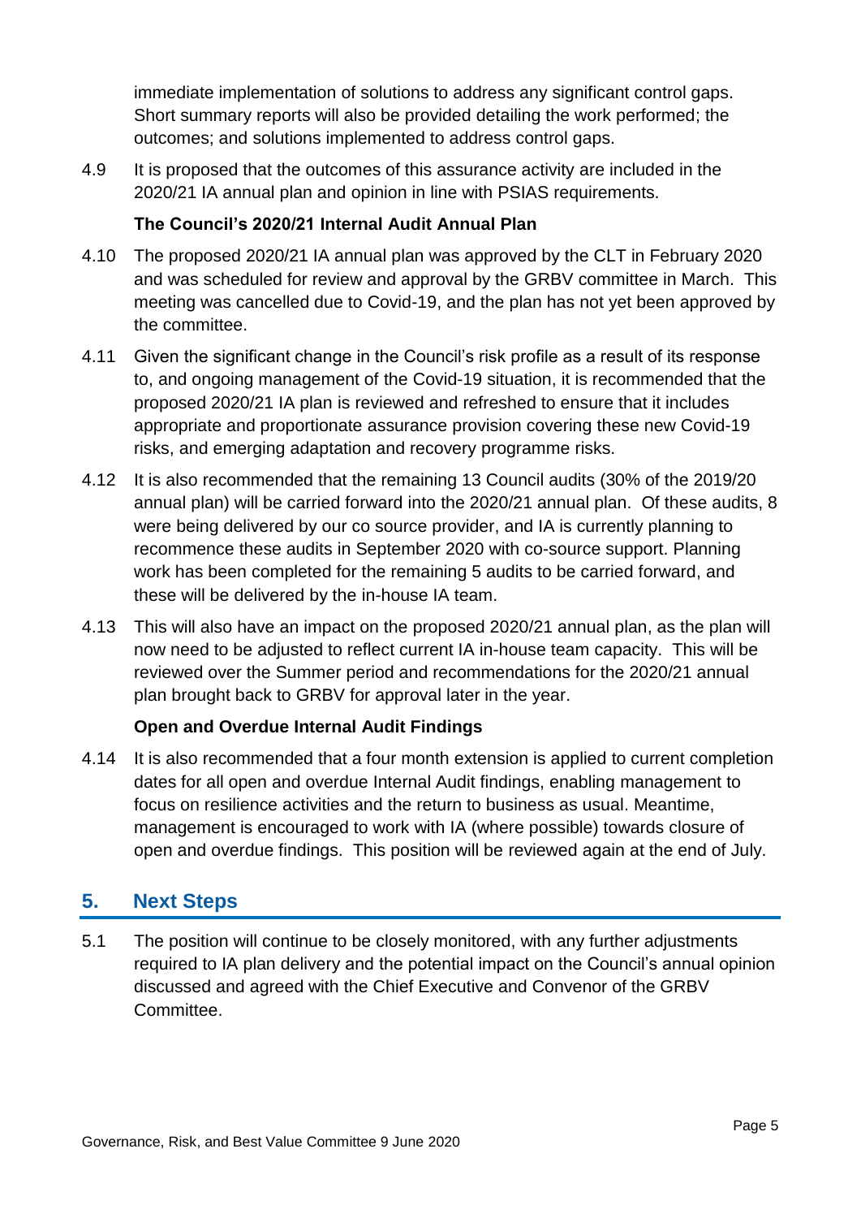immediate implementation of solutions to address any significant control gaps. Short summary reports will also be provided detailing the work performed; the outcomes; and solutions implemented to address control gaps.

4.9 It is proposed that the outcomes of this assurance activity are included in the 2020/21 IA annual plan and opinion in line with PSIAS requirements.

**The Council's 2020/21 Internal Audit Annual Plan**

4.10 The proposed 2020/21 IA annual plan was approved by the CLT in February 2020 and was scheduled for review and approval by the GRBV committee in March. This meeting was cancelled due to Covid-19, and the plan has not yet been approved by the committee.

4.11 Given the significant change in the Council's risk profile as a result of its response to, and ongoing management of the Covid-19 situation, it is recommended that the proposed 2020/21 IA plan is reviewed and refreshed to ensure that it includes appropriate and proportionate assurance provision covering these new Covid-19 risks, and emerging adaptation and recovery programme risks.

4.12 It is also recommended that the remaining 13 Council audits (30% of the 2019/20 annual plan) will be carried forward into the 2020/21 annual plan. Of these audits, 8 were being delivered by our co source provider, and IA is currently planning to recommence these audits in September 2020 with co-source support. Planning work has been completed for the remaining 5 audits to be carried forward, and these will be delivered by the in-house IA team.

4.13 This will also have an impact on the proposed 2020/21 annual plan, as the plan will now need to be adjusted to reflect current IA in-house team capacity. This will be reviewed over the Summer period and recommendations for the 2020/21 annual plan brought back to GRBV for approval later in the year.

**Open and Overdue Internal Audit Findings**

4.14 It is also recommended that a four month extension is applied to current completion dates for all open and overdue Internal Audit findings, enabling management to focus on resilience activities and the return to business as usual. Meantime, management is encouraged to work with IA (where possible) towards closure of open and overdue findings. This position will be reviewed again at the end of July.

## 5. Next Steps

5.1 The position will continue to be closely monitored, with any further adjustments required to IA plan delivery and the potential impact on the Council's annual opinion discussed and agreed with the Chief Executive and Convenor of the GRBV Committee.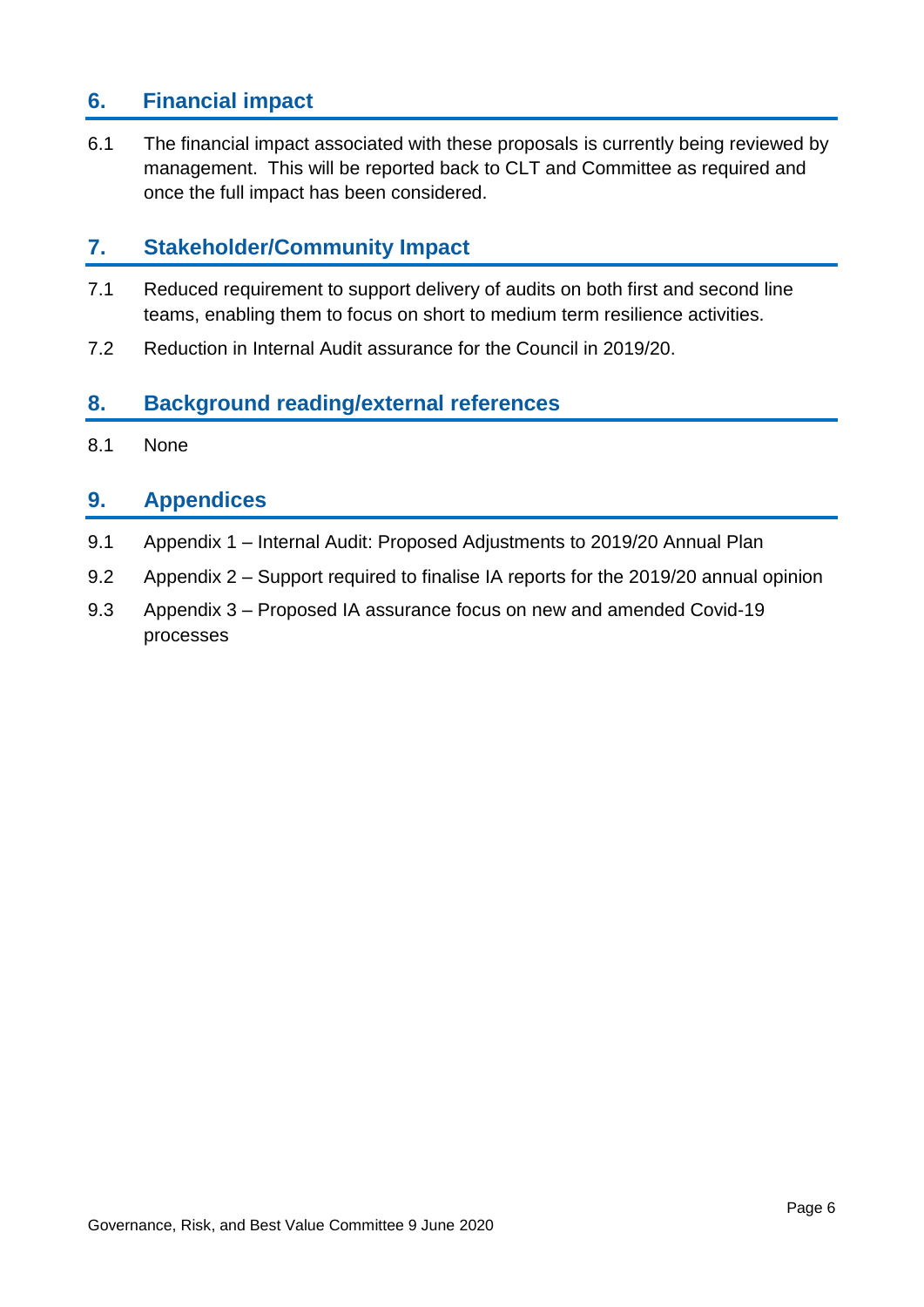## 6. Financial impact

6.1 The financial impact associated with these proposals is currently being reviewed by management. This will be reported back to CLT and Committee as required and once the full impact has been considered.

## 7. Stakeholder/Community Impact

7.1 Reduced requirement to support delivery of audits on both first and second line teams, enabling them to focus on short to medium term resilience activities.

7.2 Reduction in Internal Audit assurance for the Council in 2019/20.

## 8. Background reading/external references

8.1 None

## 9. Appendices

9.1 Appendix 1 – Internal Audit: Proposed Adjustments to 2019/20 Annual Plan

9.2 Appendix 2 – Support required to finalise IA reports for the 2019/20 annual opinion

9.3 Appendix 3 – Proposed IA assurance focus on new and amended Covid-19 processes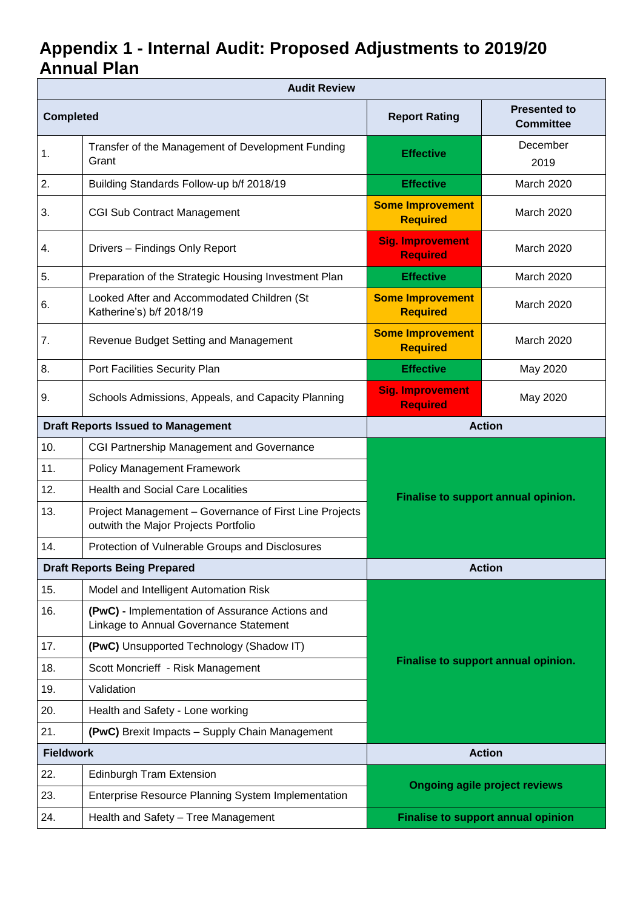# Appendix 1 - Internal Audit: Proposed Adjustments to 2019/20 Annual Plan

| Audit Review | | | |
|---|---|---|---|
| **Completed** | | **Report Rating** | **Presented to Committee** |
| 1. | Transfer of the Management of Development Funding Grant | **Effective** | December 2019 |
| 2. | Building Standards Follow-up b/f 2018/19 | **Effective** | March 2020 |
| 3. | CGI Sub Contract Management | **Some Improvement Required** | March 2020 |
| 4. | Drivers – Findings Only Report | **Sig. Improvement Required** | March 2020 |
| 5. | Preparation of the Strategic Housing Investment Plan | **Effective** | March 2020 |
| 6. | Looked After and Accommodated Children (St Katherine's) b/f 2018/19 | **Some Improvement Required** | March 2020 |
| 7. | Revenue Budget Setting and Management | **Some Improvement Required** | March 2020 |
| 8. | Port Facilities Security Plan | **Effective** | May 2020 |
| 9. | Schools Admissions, Appeals, and Capacity Planning | **Sig. Improvement Required** | May 2020 |
| **Draft Reports Issued to Management** | | **Action** | |
| 10. | CGI Partnership Management and Governance | **Finalise to support annual opinion.** | |
| 11. | Policy Management Framework | | |
| 12. | Health and Social Care Localities | | |
| 13. | Project Management – Governance of First Line Projects outwith the Major Projects Portfolio | | |
| 14. | Protection of Vulnerable Groups and Disclosures | | |
| **Draft Reports Being Prepared** | | **Action** | |
| 15. | Model and Intelligent Automation Risk | **Finalise to support annual opinion.** | |
| 16. | **(PwC) -** Implementation of Assurance Actions and Linkage to Annual Governance Statement | | |
| 17. | **(PwC)** Unsupported Technology (Shadow IT) | | |
| 18. | Scott Moncrieff - Risk Management | | |
| 19. | Validation | | |
| 20. | Health and Safety - Lone working | | |
| 21. | **(PwC)** Brexit Impacts – Supply Chain Management | | |
| **Fieldwork** | | **Action** | |
| 22. | Edinburgh Tram Extension | **Ongoing agile project reviews** | |
| 23. | Enterprise Resource Planning System Implementation | | |
| 24. | Health and Safety – Tree Management | **Finalise to support annual opinion** | |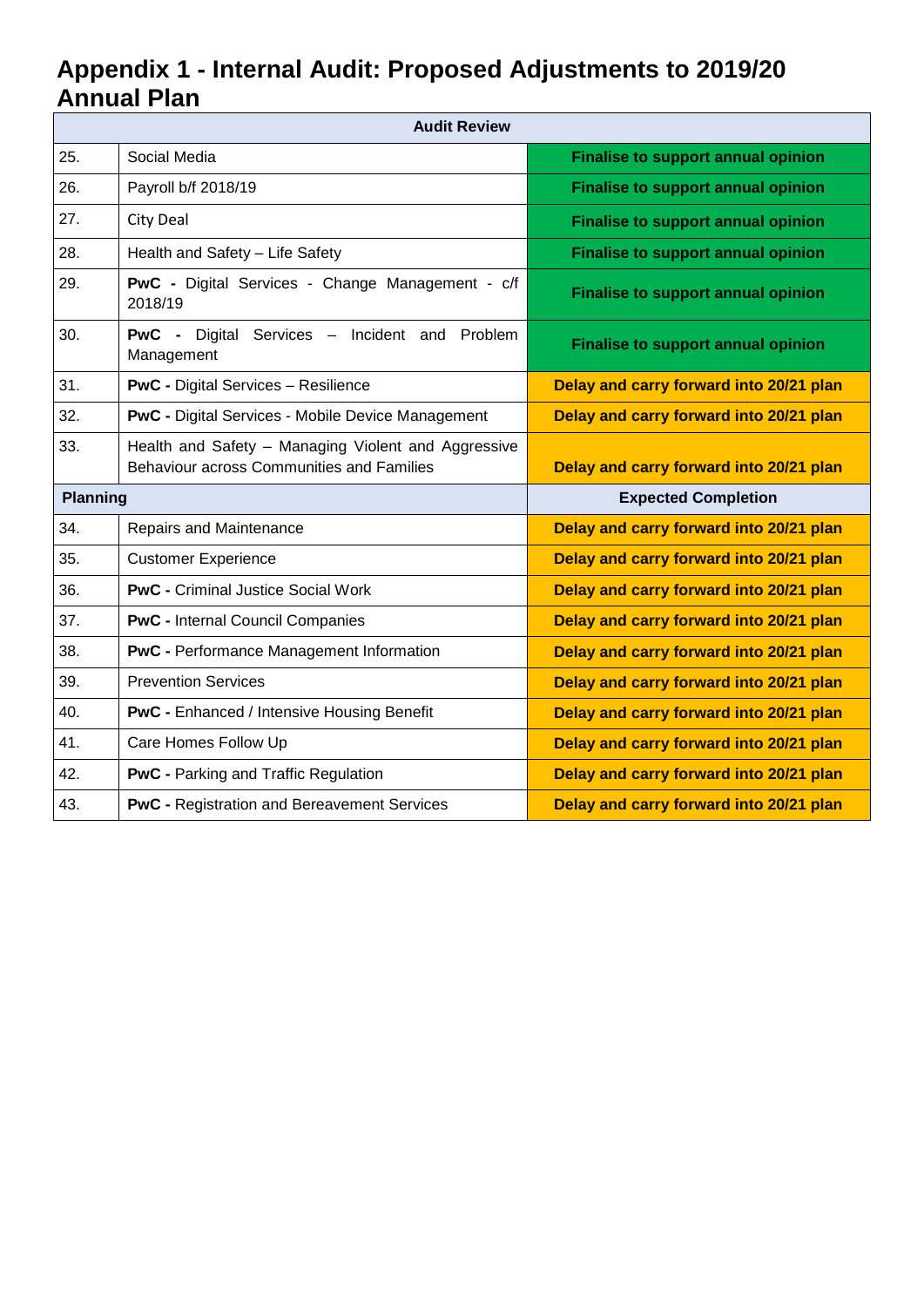# Appendix 1 - Internal Audit: Proposed Adjustments to 2019/20 Annual Plan

| Audit Review | | |
|---|---|---|
| 25. | Social Media | **Finalise to support annual opinion** |
| 26. | Payroll b/f 2018/19 | **Finalise to support annual opinion** |
| 27. | City Deal | **Finalise to support annual opinion** |
| 28. | Health and Safety – Life Safety | **Finalise to support annual opinion** |
| 29. | **PwC -** Digital Services - Change Management - c/f 2018/19 | **Finalise to support annual opinion** |
| 30. | **PwC -** Digital Services – Incident and Problem Management | **Finalise to support annual opinion** |
| 31. | **PwC -** Digital Services – Resilience | **Delay and carry forward into 20/21 plan** |
| 32. | **PwC -** Digital Services - Mobile Device Management | **Delay and carry forward into 20/21 plan** |
| 33. | Health and Safety – Managing Violent and Aggressive Behaviour across Communities and Families | **Delay and carry forward into 20/21 plan** |
| **Planning** | | **Expected Completion** |
| 34. | Repairs and Maintenance | **Delay and carry forward into 20/21 plan** |
| 35. | Customer Experience | **Delay and carry forward into 20/21 plan** |
| 36. | **PwC -** Criminal Justice Social Work | **Delay and carry forward into 20/21 plan** |
| 37. | **PwC -** Internal Council Companies | **Delay and carry forward into 20/21 plan** |
| 38. | **PwC -** Performance Management Information | **Delay and carry forward into 20/21 plan** |
| 39. | Prevention Services | **Delay and carry forward into 20/21 plan** |
| 40. | **PwC -** Enhanced / Intensive Housing Benefit | **Delay and carry forward into 20/21 plan** |
| 41. | Care Homes Follow Up | **Delay and carry forward into 20/21 plan** |
| 42. | **PwC -** Parking and Traffic Regulation | **Delay and carry forward into 20/21 plan** |
| 43. | **PwC -** Registration and Bereavement Services | **Delay and carry forward into 20/21 plan** |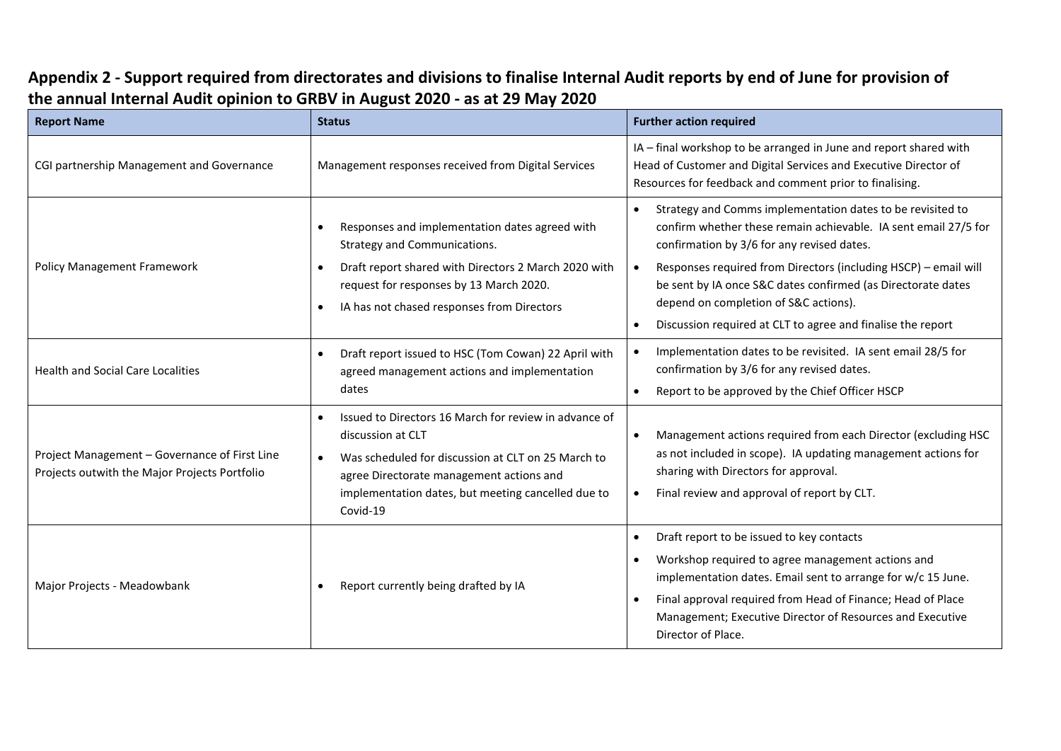## Appendix 2 - Support required from directorates and divisions to finalise Internal Audit reports by end of June for provision of the annual Internal Audit opinion to GRBV in August 2020 - as at 29 May 2020

| Report Name | Status | Further action required |
|---|---|---|
| CGI partnership Management and Governance | Management responses received from Digital Services | IA – final workshop to be arranged in June and report shared with Head of Customer and Digital Services and Executive Director of Resources for feedback and comment prior to finalising. |
| Policy Management Framework | • Responses and implementation dates agreed with Strategy and Communications.<br>• Draft report shared with Directors 2 March 2020 with request for responses by 13 March 2020.<br>• IA has not chased responses from Directors | • Strategy and Comms implementation dates to be revisited to confirm whether these remain achievable. IA sent email 27/5 for confirmation by 3/6 for any revised dates.<br>• Responses required from Directors (including HSCP) – email will be sent by IA once S&C dates confirmed (as Directorate dates depend on completion of S&C actions).<br>• Discussion required at CLT to agree and finalise the report |
| Health and Social Care Localities | • Draft report issued to HSC (Tom Cowan) 22 April with agreed management actions and implementation dates | • Implementation dates to be revisited. IA sent email 28/5 for confirmation by 3/6 for any revised dates.<br>• Report to be approved by the Chief Officer HSCP |
| Project Management – Governance of First Line Projects outwith the Major Projects Portfolio | • Issued to Directors 16 March for review in advance of discussion at CLT<br>• Was scheduled for discussion at CLT on 25 March to agree Directorate management actions and implementation dates, but meeting cancelled due to Covid-19 | • Management actions required from each Director (excluding HSC as not included in scope). IA updating management actions for sharing with Directors for approval.<br>• Final review and approval of report by CLT. |
| Major Projects - Meadowbank | • Report currently being drafted by IA | • Draft report to be issued to key contacts<br>• Workshop required to agree management actions and implementation dates. Email sent to arrange for w/c 15 June.<br>• Final approval required from Head of Finance; Head of Place Management; Executive Director of Resources and Executive Director of Place. |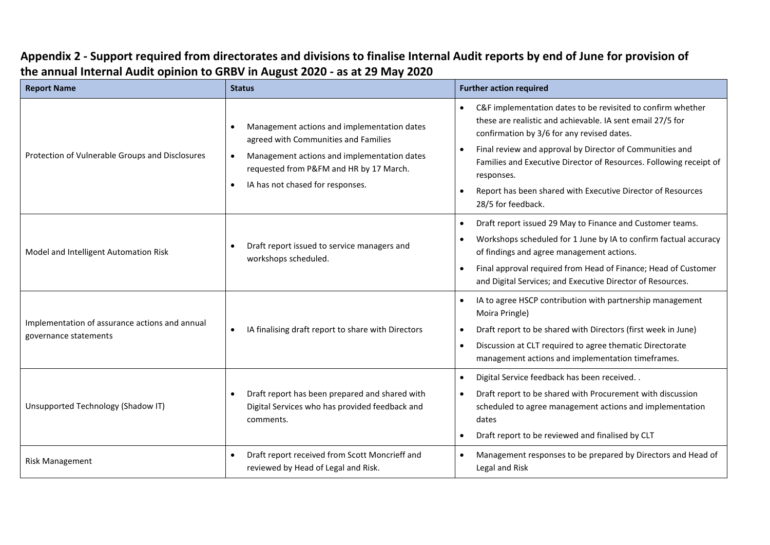## Appendix 2 - Support required from directorates and divisions to finalise Internal Audit reports by end of June for provision of the annual Internal Audit opinion to GRBV in August 2020 - as at 29 May 2020

| Report Name | Status | Further action required |
|---|---|---|
| Protection of Vulnerable Groups and Disclosures | • Management actions and implementation dates agreed with Communities and Families<br>• Management actions and implementation dates requested from P&FM and HR by 17 March.<br>• IA has not chased for responses. | • C&F implementation dates to be revisited to confirm whether these are realistic and achievable. IA sent email 27/5 for confirmation by 3/6 for any revised dates.<br>• Final review and approval by Director of Communities and Families and Executive Director of Resources. Following receipt of responses.<br>• Report has been shared with Executive Director of Resources 28/5 for feedback. |
| Model and Intelligent Automation Risk | • Draft report issued to service managers and workshops scheduled. | • Draft report issued 29 May to Finance and Customer teams.<br>• Workshops scheduled for 1 June by IA to confirm factual accuracy of findings and agree management actions.<br>• Final approval required from Head of Finance; Head of Customer and Digital Services; and Executive Director of Resources. |
| Implementation of assurance actions and annual governance statements | • IA finalising draft report to share with Directors | • IA to agree HSCP contribution with partnership management Moira Pringle)<br>• Draft report to be shared with Directors (first week in June)<br>• Discussion at CLT required to agree thematic Directorate management actions and implementation timeframes. |
| Unsupported Technology (Shadow IT) | • Draft report has been prepared and shared with Digital Services who has provided feedback and comments. | • Digital Service feedback has been received. .<br>• Draft report to be shared with Procurement with discussion scheduled to agree management actions and implementation dates<br>• Draft report to be reviewed and finalised by CLT |
| Risk Management | • Draft report received from Scott Moncrieff and reviewed by Head of Legal and Risk. | • Management responses to be prepared by Directors and Head of Legal and Risk |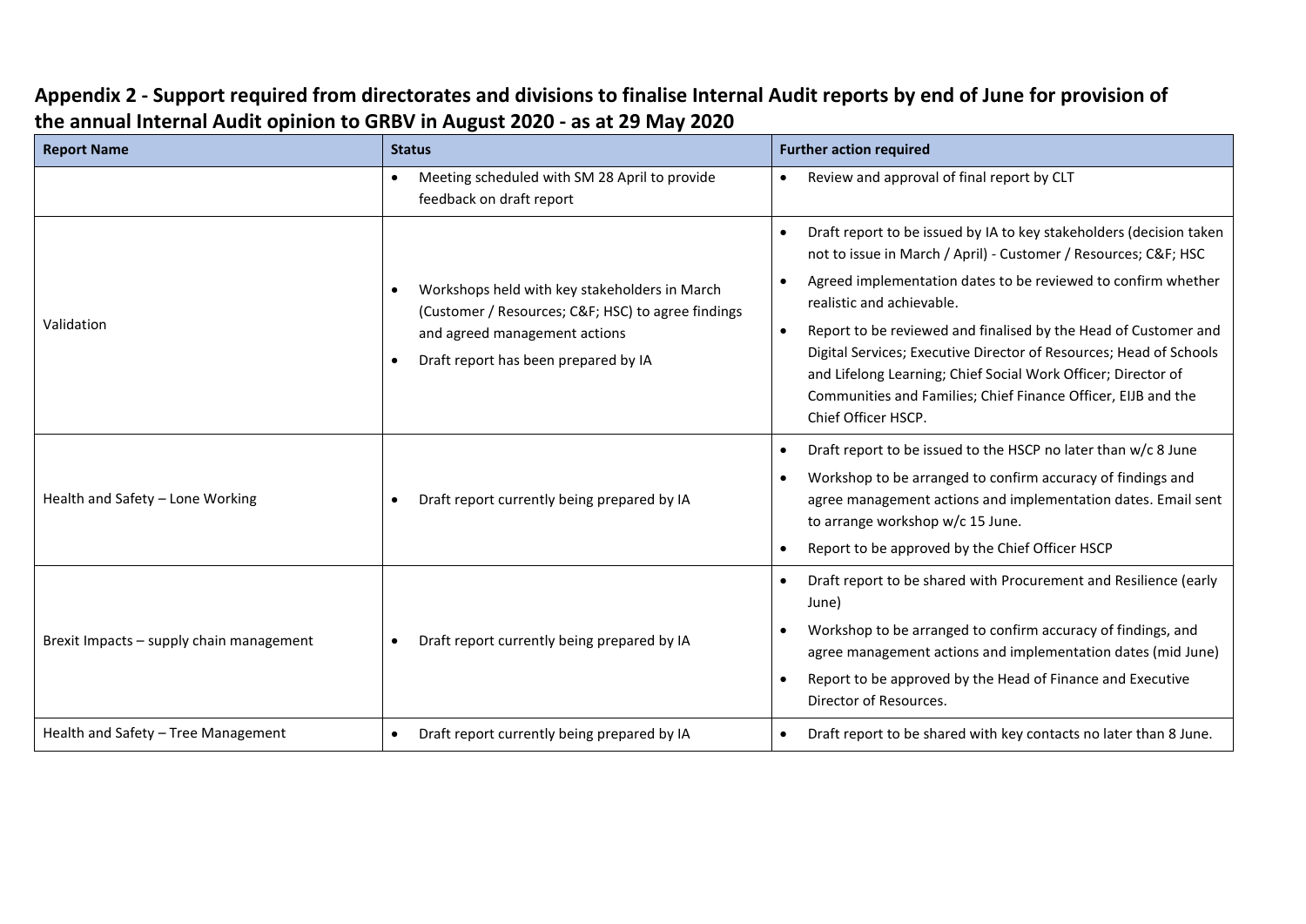## Appendix 2 - Support required from directorates and divisions to finalise Internal Audit reports by end of June for provision of the annual Internal Audit opinion to GRBV in August 2020 - as at 29 May 2020

| Report Name | Status | Further action required |
|---|---|---|
| | • Meeting scheduled with SM 28 April to provide feedback on draft report | • Review and approval of final report by CLT |
| Validation | • Workshops held with key stakeholders in March (Customer / Resources; C&F; HSC) to agree findings and agreed management actions<br>• Draft report has been prepared by IA | • Draft report to be issued by IA to key stakeholders (decision taken not to issue in March / April) - Customer / Resources; C&F; HSC<br>• Agreed implementation dates to be reviewed to confirm whether realistic and achievable.<br>• Report to be reviewed and finalised by the Head of Customer and Digital Services; Executive Director of Resources; Head of Schools and Lifelong Learning; Chief Social Work Officer; Director of Communities and Families; Chief Finance Officer, EIJB and the Chief Officer HSCP. |
| Health and Safety – Lone Working | • Draft report currently being prepared by IA | • Draft report to be issued to the HSCP no later than w/c 8 June<br>• Workshop to be arranged to confirm accuracy of findings and agree management actions and implementation dates. Email sent to arrange workshop w/c 15 June.<br>• Report to be approved by the Chief Officer HSCP |
| Brexit Impacts – supply chain management | • Draft report currently being prepared by IA | • Draft report to be shared with Procurement and Resilience (early June)<br>• Workshop to be arranged to confirm accuracy of findings, and agree management actions and implementation dates (mid June)<br>• Report to be approved by the Head of Finance and Executive Director of Resources. |
| Health and Safety – Tree Management | • Draft report currently being prepared by IA | • Draft report to be shared with key contacts no later than 8 June. |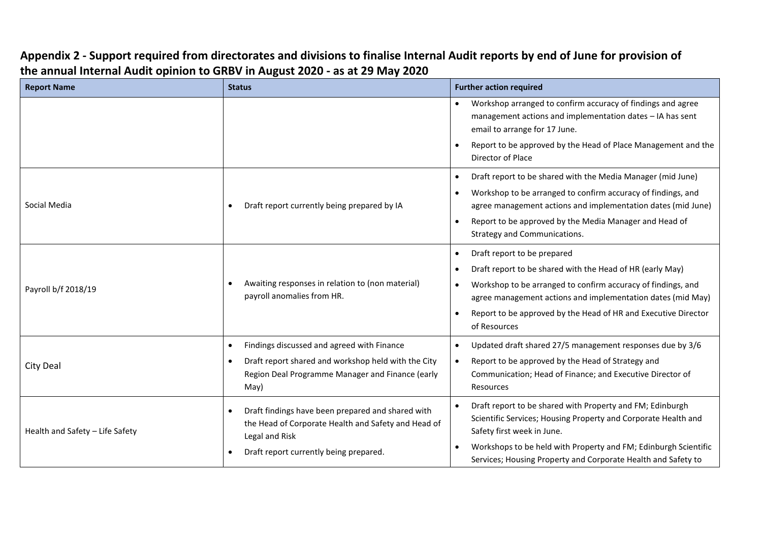## Appendix 2 - Support required from directorates and divisions to finalise Internal Audit reports by end of June for provision of the annual Internal Audit opinion to GRBV in August 2020 - as at 29 May 2020

| Report Name | Status | Further action required |
|---|---|---|
| | | • Workshop arranged to confirm accuracy of findings and agree management actions and implementation dates – IA has sent email to arrange for 17 June.<br>• Report to be approved by the Head of Place Management and the Director of Place |
| Social Media | • Draft report currently being prepared by IA | • Draft report to be shared with the Media Manager (mid June)<br>• Workshop to be arranged to confirm accuracy of findings, and agree management actions and implementation dates (mid June)<br>• Report to be approved by the Media Manager and Head of Strategy and Communications. |
| Payroll b/f 2018/19 | • Awaiting responses in relation to (non material) payroll anomalies from HR. | • Draft report to be prepared<br>• Draft report to be shared with the Head of HR (early May)<br>• Workshop to be arranged to confirm accuracy of findings, and agree management actions and implementation dates (mid May)<br>• Report to be approved by the Head of HR and Executive Director of Resources |
| City Deal | • Findings discussed and agreed with Finance<br>• Draft report shared and workshop held with the City Region Deal Programme Manager and Finance (early May) | • Updated draft shared 27/5 management responses due by 3/6<br>• Report to be approved by the Head of Strategy and Communication; Head of Finance; and Executive Director of Resources |
| Health and Safety – Life Safety | • Draft findings have been prepared and shared with the Head of Corporate Health and Safety and Head of Legal and Risk<br>• Draft report currently being prepared. | • Draft report to be shared with Property and FM; Edinburgh Scientific Services; Housing Property and Corporate Health and Safety first week in June.<br>• Workshops to be held with Property and FM; Edinburgh Scientific Services; Housing Property and Corporate Health and Safety to |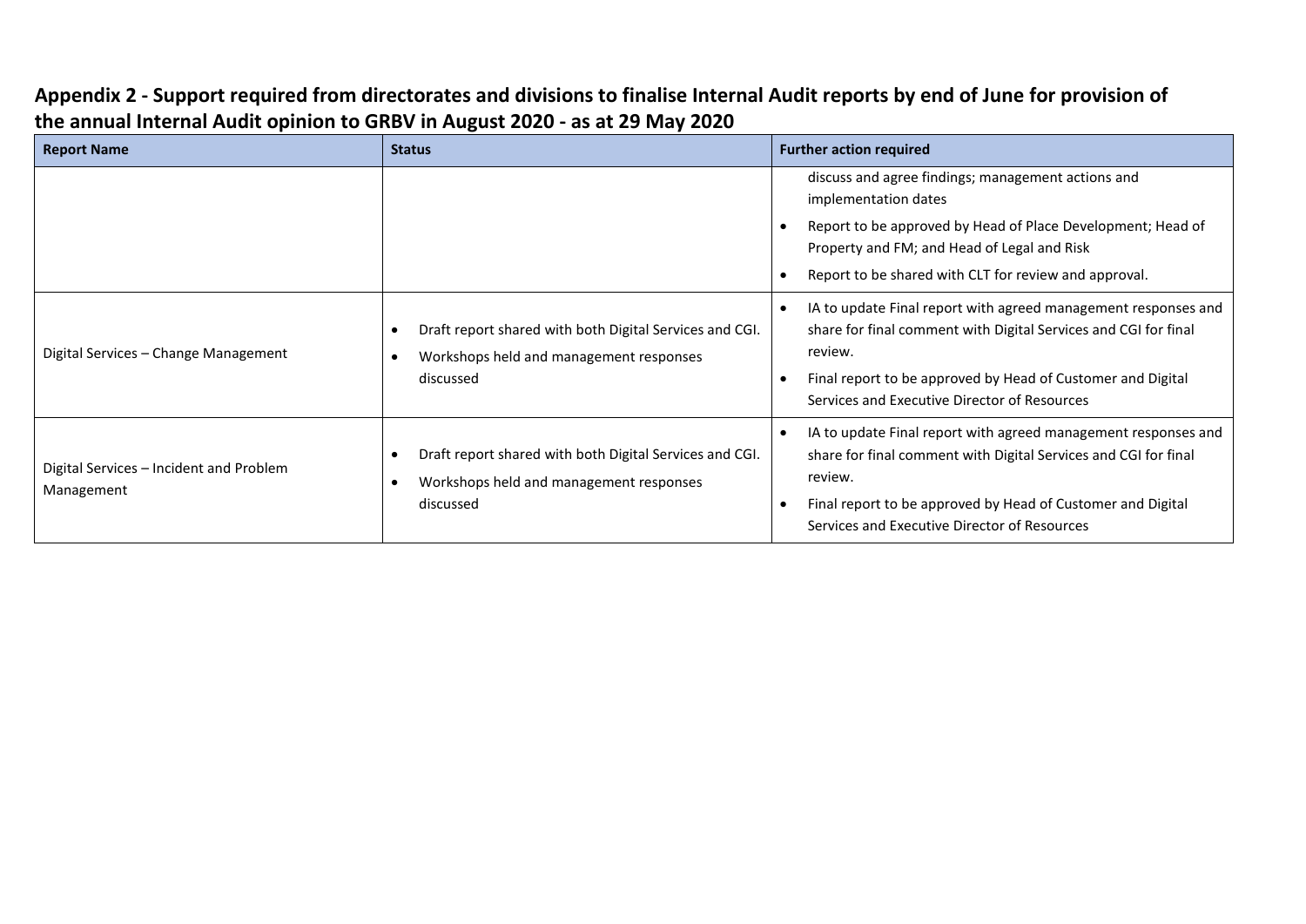## Appendix 2 - Support required from directorates and divisions to finalise Internal Audit reports by end of June for provision of the annual Internal Audit opinion to GRBV in August 2020 - as at 29 May 2020

| Report Name | Status | Further action required |
|---|---|---|
| | | discuss and agree findings; management actions and implementation dates<br>• Report to be approved by Head of Place Development; Head of Property and FM; and Head of Legal and Risk<br>• Report to be shared with CLT for review and approval. |
| Digital Services – Change Management | • Draft report shared with both Digital Services and CGI.<br>• Workshops held and management responses discussed | • IA to update Final report with agreed management responses and share for final comment with Digital Services and CGI for final review.<br>• Final report to be approved by Head of Customer and Digital Services and Executive Director of Resources |
| Digital Services – Incident and Problem Management | • Draft report shared with both Digital Services and CGI.<br>• Workshops held and management responses discussed | • IA to update Final report with agreed management responses and share for final comment with Digital Services and CGI for final review.<br>• Final report to be approved by Head of Customer and Digital Services and Executive Director of Resources |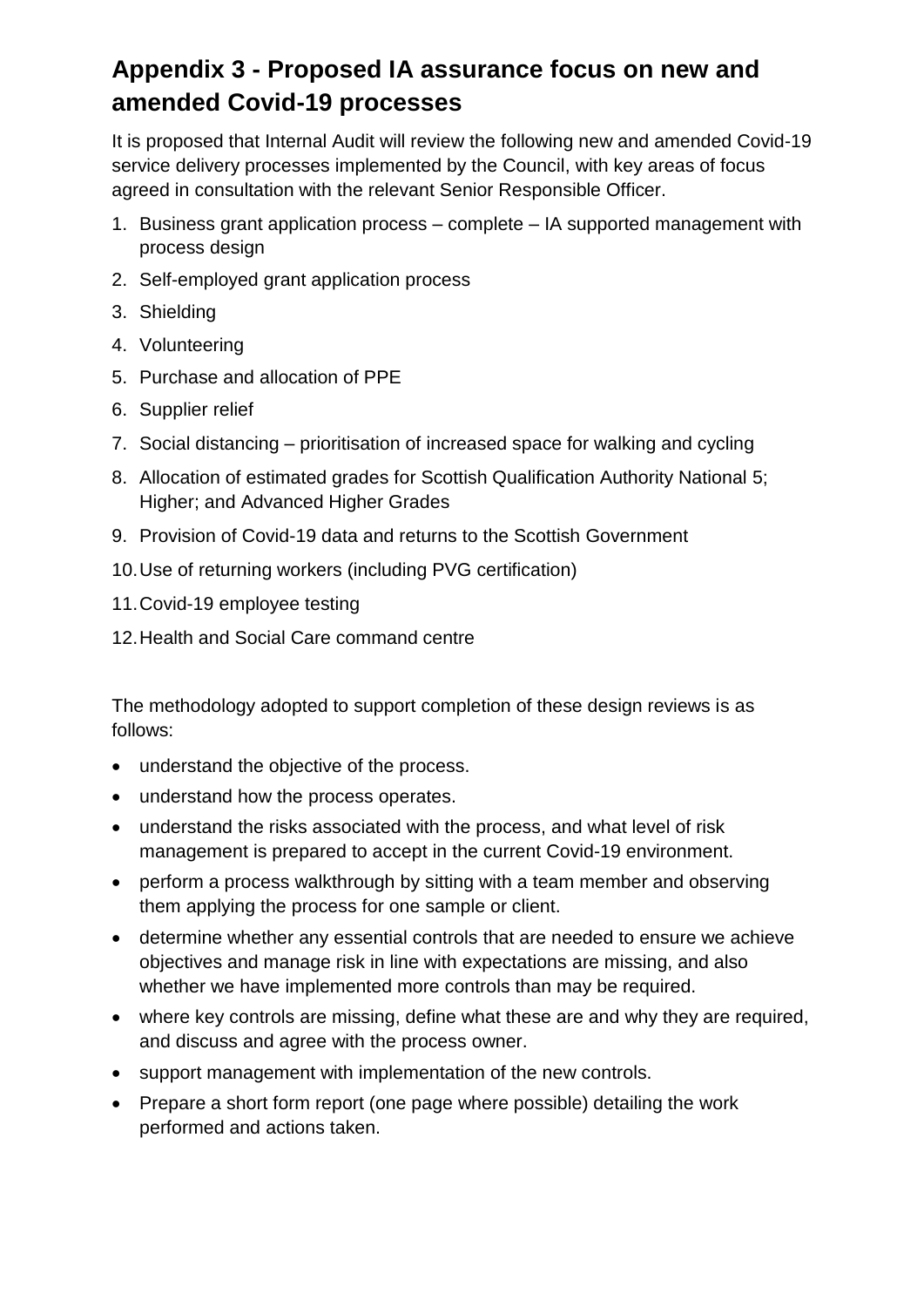## Appendix 3 - Proposed IA assurance focus on new and amended Covid-19 processes

It is proposed that Internal Audit will review the following new and amended Covid-19 service delivery processes implemented by the Council, with key areas of focus agreed in consultation with the relevant Senior Responsible Officer.

1. Business grant application process – complete – IA supported management with process design
2. Self-employed grant application process
3. Shielding
4. Volunteering
5. Purchase and allocation of PPE
6. Supplier relief
7. Social distancing – prioritisation of increased space for walking and cycling
8. Allocation of estimated grades for Scottish Qualification Authority National 5; Higher; and Advanced Higher Grades
9. Provision of Covid-19 data and returns to the Scottish Government
10. Use of returning workers (including PVG certification)
11. Covid-19 employee testing
12. Health and Social Care command centre

The methodology adopted to support completion of these design reviews is as follows:

- understand the objective of the process.
- understand how the process operates.
- understand the risks associated with the process, and what level of risk management is prepared to accept in the current Covid-19 environment.
- perform a process walkthrough by sitting with a team member and observing them applying the process for one sample or client.
- determine whether any essential controls that are needed to ensure we achieve objectives and manage risk in line with expectations are missing, and also whether we have implemented more controls than may be required.
- where key controls are missing, define what these are and why they are required, and discuss and agree with the process owner.
- support management with implementation of the new controls.
- Prepare a short form report (one page where possible) detailing the work performed and actions taken.